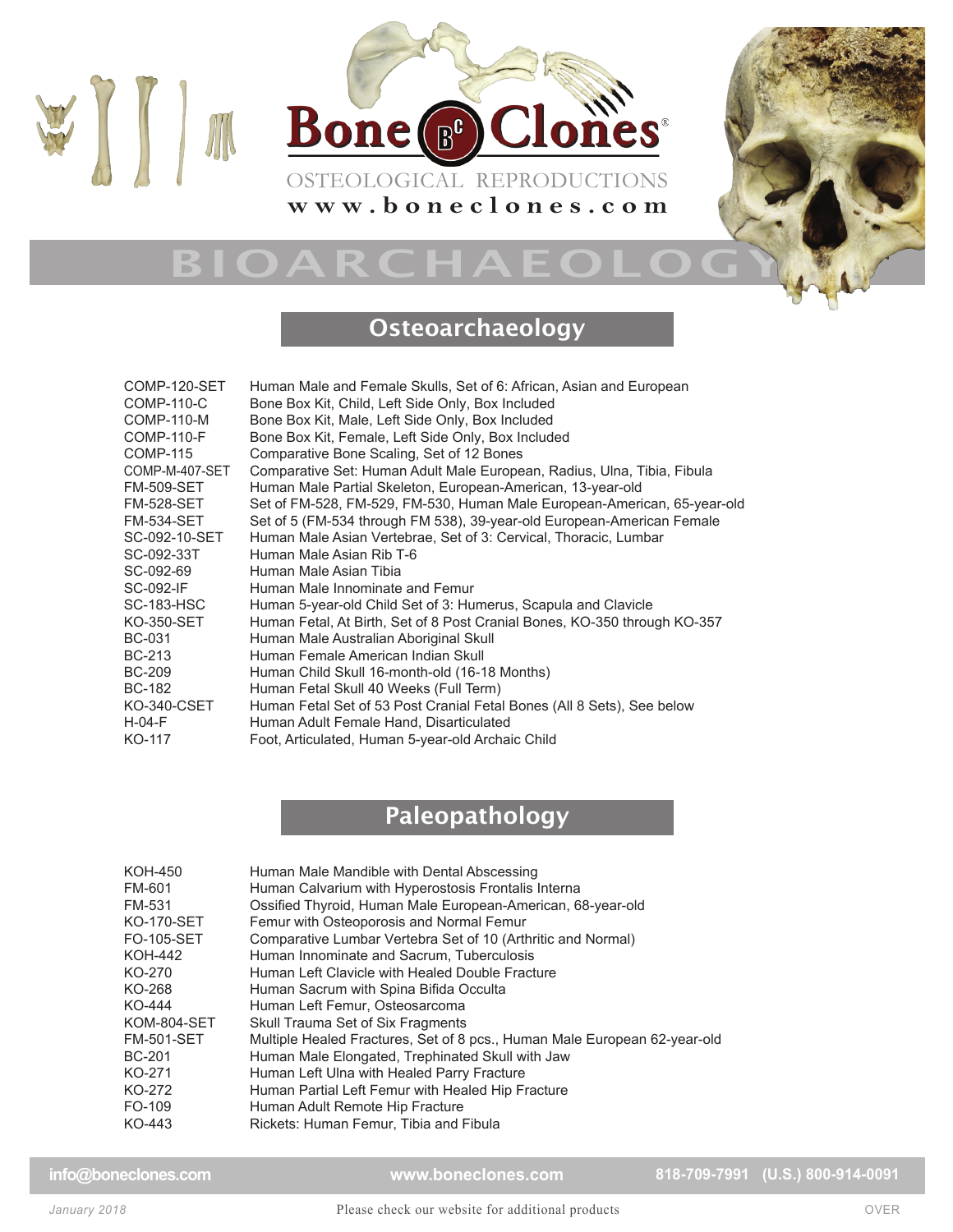# Bone Clones®

OSTEOLOGICAL REPRODUCTIONS

www.boneclones.com

# BIOARCHAEOLOGY

## Osteoarchaeology

| | |
|---|---|
| COMP-120-SET | Human Male and Female Skulls, Set of 6: African, Asian and European |
| COMP-110-C | Bone Box Kit, Child, Left Side Only, Box Included |
| COMP-110-M | Bone Box Kit, Male, Left Side Only, Box Included |
| COMP-110-F | Bone Box Kit, Female, Left Side Only, Box Included |
| COMP-115 | Comparative Bone Scaling, Set of 12 Bones |
| COMP-M-407-SET | Comparative Set: Human Adult Male European, Radius, Ulna, Tibia, Fibula |
| FM-509-SET | Human Male Partial Skeleton, European-American, 13-year-old |
| FM-528-SET | Set of FM-528, FM-529, FM-530, Human Male European-American, 65-year-old |
| FM-534-SET | Set of 5 (FM-534 through FM 538), 39-year-old European-American Female |
| SC-092-10-SET | Human Male Asian Vertebrae, Set of 3: Cervical, Thoracic, Lumbar |
| SC-092-33T | Human Male Asian Rib T-6 |
| SC-092-69 | Human Male Asian Tibia |
| SC-092-IF | Human Male Innominate and Femur |
| SC-183-HSC | Human 5-year-old Child Set of 3: Humerus, Scapula and Clavicle |
| KO-350-SET | Human Fetal, At Birth, Set of 8 Post Cranial Bones, KO-350 through KO-357 |
| BC-031 | Human Male Australian Aboriginal Skull |
| BC-213 | Human Female American Indian Skull |
| BC-209 | Human Child Skull 16-month-old (16-18 Months) |
| BC-182 | Human Fetal Skull 40 Weeks (Full Term) |
| KO-340-CSET | Human Fetal Set of 53 Post Cranial Fetal Bones (All 8 Sets), See below |
| H-04-F | Human Adult Female Hand, Disarticulated |
| KO-117 | Foot, Articulated, Human 5-year-old Archaic Child |

## Paleopathology

| | |
|---|---|
| KOH-450 | Human Male Mandible with Dental Abscessing |
| FM-601 | Human Calvarium with Hyperostosis Frontalis Interna |
| FM-531 | Ossified Thyroid, Human Male European-American, 68-year-old |
| KO-170-SET | Femur with Osteoporosis and Normal Femur |
| FO-105-SET | Comparative Lumbar Vertebra Set of 10 (Arthritic and Normal) |
| KOH-442 | Human Innominate and Sacrum, Tuberculosis |
| KO-270 | Human Left Clavicle with Healed Double Fracture |
| KO-268 | Human Sacrum with Spina Bifida Occulta |
| KO-444 | Human Left Femur, Osteosarcoma |
| KOM-804-SET | Skull Trauma Set of Six Fragments |
| FM-501-SET | Multiple Healed Fractures, Set of 8 pcs., Human Male European 62-year-old |
| BC-201 | Human Male Elongated, Trephinated Skull with Jaw |
| KO-271 | Human Left Ulna with Healed Parry Fracture |
| KO-272 | Human Partial Left Femur with Healed Hip Fracture |
| FO-109 | Human Adult Remote Hip Fracture |
| KO-443 | Rickets: Human Femur, Tibia and Fibula |

info@boneclones.com | www.boneclones.com | 818-709-7991 (U.S.) 800-914-0091

*January 2018* — Please check our website for additional products — OVER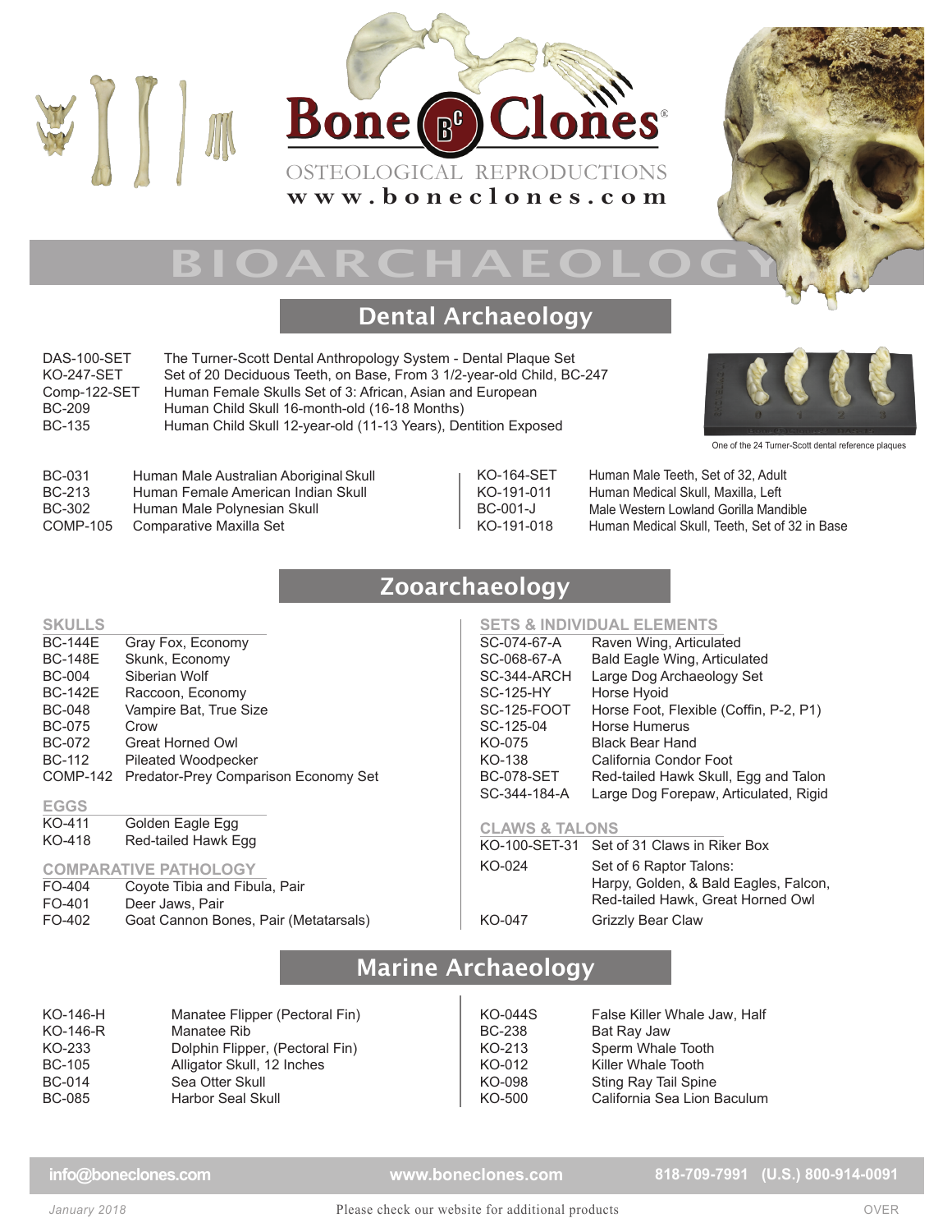# Bone Clones®

OSTEOLOGICAL REPRODUCTIONS
www.boneclones.com

# BIOARCHAEOLOGY

## Dental Archaeology

| | |
|---|---|
| DAS-100-SET | The Turner-Scott Dental Anthropology System - Dental Plaque Set |
| KO-247-SET | Set of 20 Deciduous Teeth, on Base, From 3 1/2-year-old Child, BC-247 |
| Comp-122-SET | Human Female Skulls Set of 3: African, Asian and European |
| BC-209 | Human Child Skull 16-month-old (16-18 Months) |
| BC-135 | Human Child Skull 12-year-old (11-13 Years), Dentition Exposed |

One of the 24 Turner-Scott dental reference plaques

| | |
|---|---|
| BC-031 | Human Male Australian Aboriginal Skull |
| BC-213 | Human Female American Indian Skull |
| BC-302 | Human Male Polynesian Skull |
| COMP-105 | Comparative Maxilla Set |
| KO-164-SET | Human Male Teeth, Set of 32, Adult |
| KO-191-011 | Human Medical Skull, Maxilla, Left |
| BC-001-J | Male Western Lowland Gorilla Mandible |
| KO-191-018 | Human Medical Skull, Teeth, Set of 32 in Base |

## Zooarchaeology

### SKULLS

| | |
|---|---|
| BC-144E | Gray Fox, Economy |
| BC-148E | Skunk, Economy |
| BC-004 | Siberian Wolf |
| BC-142E | Raccoon, Economy |
| BC-048 | Vampire Bat, True Size |
| BC-075 | Crow |
| BC-072 | Great Horned Owl |
| BC-112 | Pileated Woodpecker |
| COMP-142 | Predator-Prey Comparison Economy Set |

### EGGS

| | |
|---|---|
| KO-411 | Golden Eagle Egg |
| KO-418 | Red-tailed Hawk Egg |

### COMPARATIVE PATHOLOGY

| | |
|---|---|
| FO-404 | Coyote Tibia and Fibula, Pair |
| FO-401 | Deer Jaws, Pair |
| FO-402 | Goat Cannon Bones, Pair (Metatarsals) |

### SETS & INDIVIDUAL ELEMENTS

| | |
|---|---|
| SC-074-67-A | Raven Wing, Articulated |
| SC-068-67-A | Bald Eagle Wing, Articulated |
| SC-344-ARCH | Large Dog Archaeology Set |
| SC-125-HY | Horse Hyoid |
| SC-125-FOOT | Horse Foot, Flexible (Coffin, P-2, P1) |
| SC-125-04 | Horse Humerus |
| KO-075 | Black Bear Hand |
| KO-138 | California Condor Foot |
| BC-078-SET | Red-tailed Hawk Skull, Egg and Talon |
| SC-344-184-A | Large Dog Forepaw, Articulated, Rigid |

### CLAWS & TALONS

| | |
|---|---|
| KO-100-SET-31 | Set of 31 Claws in Riker Box |
| KO-024 | Set of 6 Raptor Talons: Harpy, Golden, & Bald Eagles, Falcon, Red-tailed Hawk, Great Horned Owl |
| KO-047 | Grizzly Bear Claw |

## Marine Archaeology

| | |
|---|---|
| KO-146-H | Manatee Flipper (Pectoral Fin) |
| KO-146-R | Manatee Rib |
| KO-233 | Dolphin Flipper, (Pectoral Fin) |
| BC-105 | Alligator Skull, 12 Inches |
| BC-014 | Sea Otter Skull |
| BC-085 | Harbor Seal Skull |
| KO-044S | False Killer Whale Jaw, Half |
| BC-238 | Bat Ray Jaw |
| KO-213 | Sperm Whale Tooth |
| KO-012 | Killer Whale Tooth |
| KO-098 | Sting Ray Tail Spine |
| KO-500 | California Sea Lion Baculum |

info@boneclones.com www.boneclones.com 818-709-7991 (U.S.) 800-914-0091

January 2018 Please check our website for additional products OVER